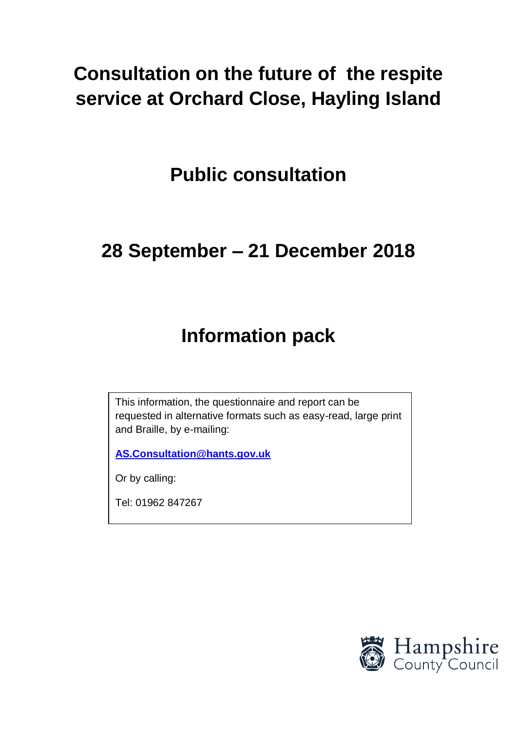# Consultation on the future of the respite service at Orchard Close, Hayling Island

## Public consultation

## 28 September – 21 December 2018

# Information pack

This information, the questionnaire and report can be requested in alternative formats such as easy-read, large print and Braille, by e-mailing:

**AS.Consultation@hants.gov.uk**

Or by calling:

Tel: 01962 847267

Hampshire County Council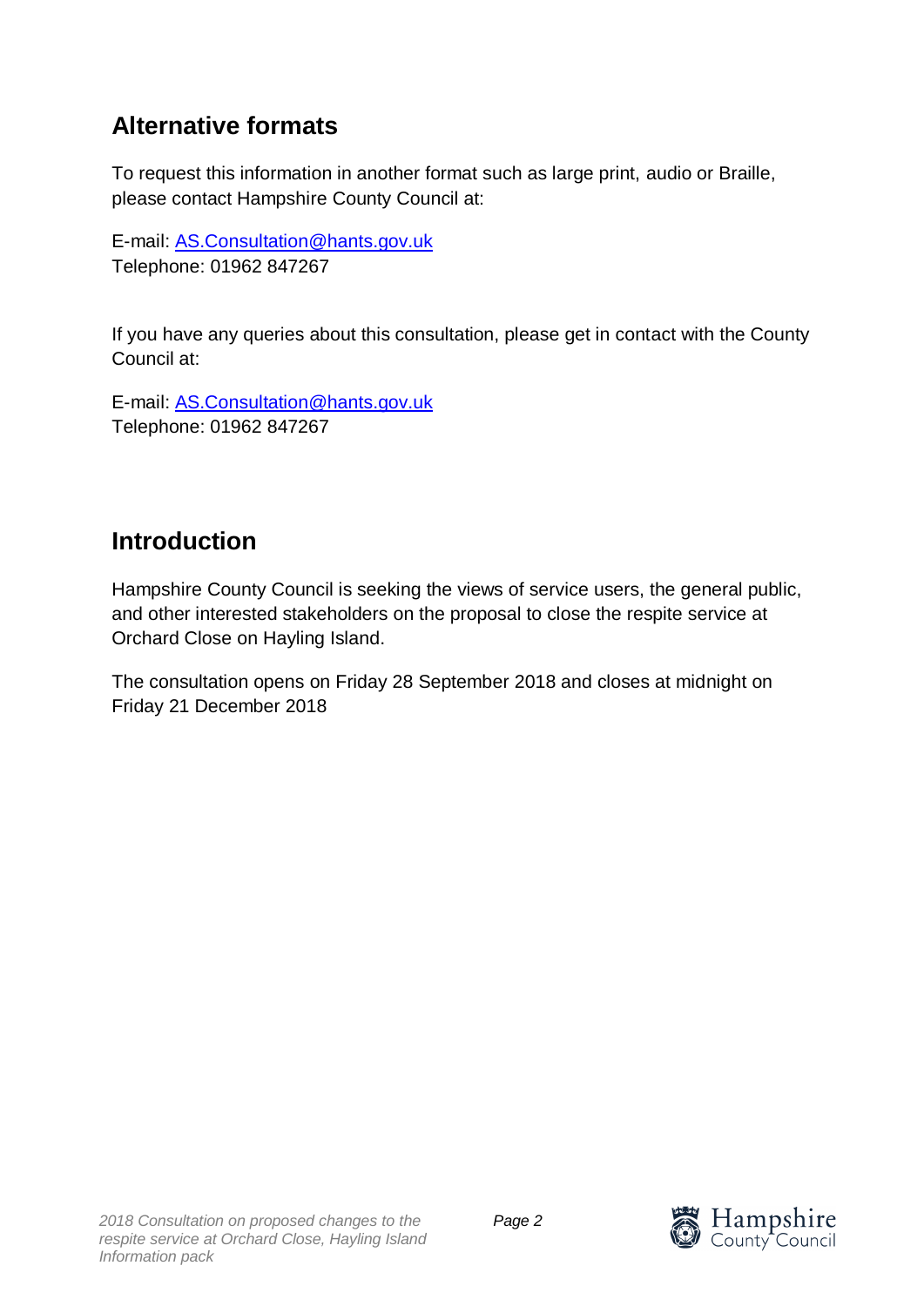## Alternative formats

To request this information in another format such as large print, audio or Braille, please contact Hampshire County Council at:

E-mail: AS.Consultation@hants.gov.uk
Telephone: 01962 847267

If you have any queries about this consultation, please get in contact with the County Council at:

E-mail: AS.Consultation@hants.gov.uk
Telephone: 01962 847267

## Introduction

Hampshire County Council is seeking the views of service users, the general public, and other interested stakeholders on the proposal to close the respite service at Orchard Close on Hayling Island.

The consultation opens on Friday 28 September 2018 and closes at midnight on Friday 21 December 2018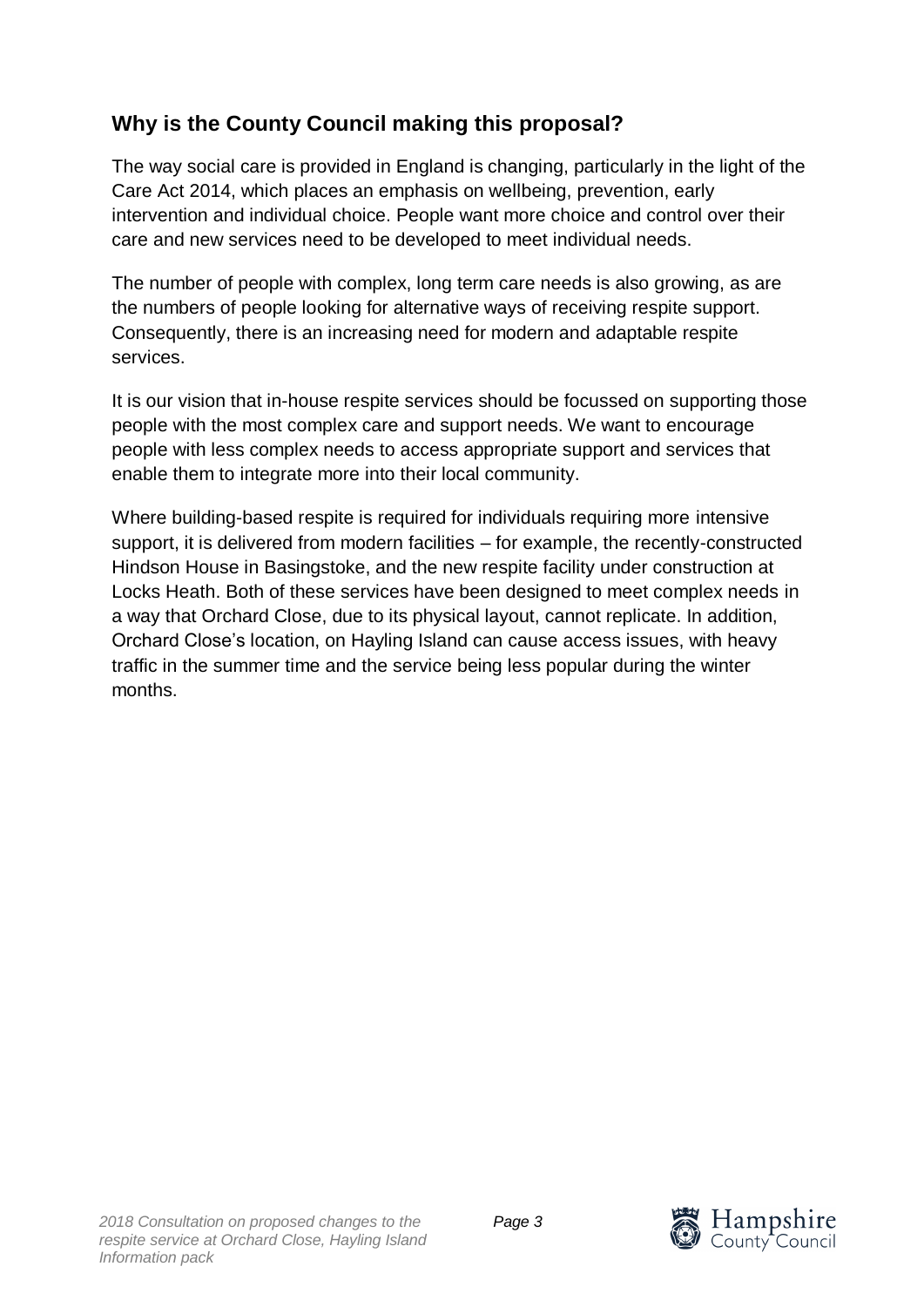## Why is the County Council making this proposal?

The way social care is provided in England is changing, particularly in the light of the Care Act 2014, which places an emphasis on wellbeing, prevention, early intervention and individual choice. People want more choice and control over their care and new services need to be developed to meet individual needs.

The number of people with complex, long term care needs is also growing, as are the numbers of people looking for alternative ways of receiving respite support. Consequently, there is an increasing need for modern and adaptable respite services.

It is our vision that in-house respite services should be focussed on supporting those people with the most complex care and support needs. We want to encourage people with less complex needs to access appropriate support and services that enable them to integrate more into their local community.

Where building-based respite is required for individuals requiring more intensive support, it is delivered from modern facilities – for example, the recently-constructed Hindson House in Basingstoke, and the new respite facility under construction at Locks Heath. Both of these services have been designed to meet complex needs in a way that Orchard Close, due to its physical layout, cannot replicate. In addition, Orchard Close's location, on Hayling Island can cause access issues, with heavy traffic in the summer time and the service being less popular during the winter months.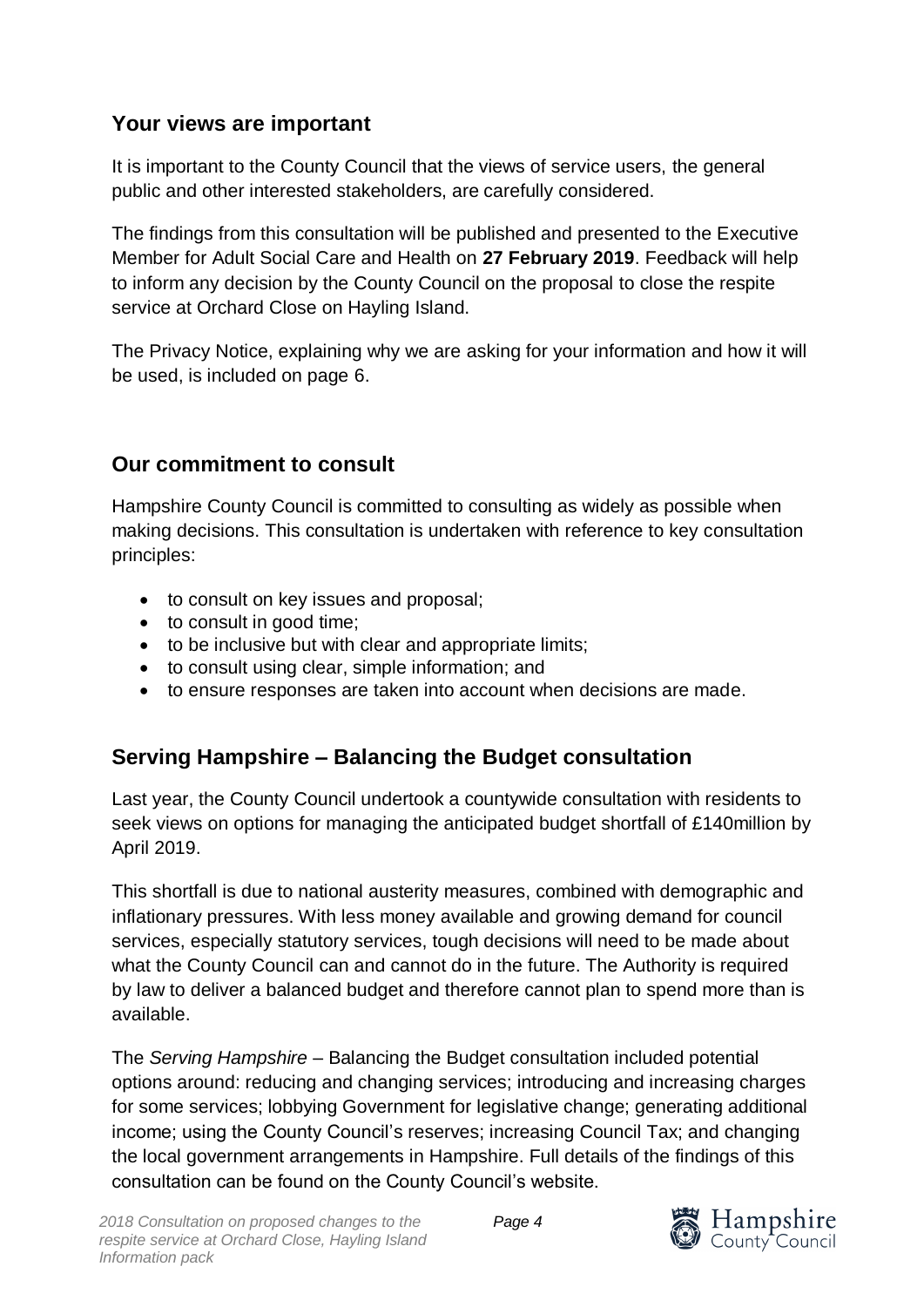## Your views are important

It is important to the County Council that the views of service users, the general public and other interested stakeholders, are carefully considered.

The findings from this consultation will be published and presented to the Executive Member for Adult Social Care and Health on **27 February 2019**. Feedback will help to inform any decision by the County Council on the proposal to close the respite service at Orchard Close on Hayling Island.

The Privacy Notice, explaining why we are asking for your information and how it will be used, is included on page 6.

## Our commitment to consult

Hampshire County Council is committed to consulting as widely as possible when making decisions. This consultation is undertaken with reference to key consultation principles:

- to consult on key issues and proposal;
- to consult in good time;
- to be inclusive but with clear and appropriate limits;
- to consult using clear, simple information; and
- to ensure responses are taken into account when decisions are made.

## Serving Hampshire – Balancing the Budget consultation

Last year, the County Council undertook a countywide consultation with residents to seek views on options for managing the anticipated budget shortfall of £140million by April 2019.

This shortfall is due to national austerity measures, combined with demographic and inflationary pressures. With less money available and growing demand for council services, especially statutory services, tough decisions will need to be made about what the County Council can and cannot do in the future. The Authority is required by law to deliver a balanced budget and therefore cannot plan to spend more than is available.

The *Serving Hampshire* – Balancing the Budget consultation included potential options around: reducing and changing services; introducing and increasing charges for some services; lobbying Government for legislative change; generating additional income; using the County Council's reserves; increasing Council Tax; and changing the local government arrangements in Hampshire. Full details of the findings of this consultation can be found on the County Council's website.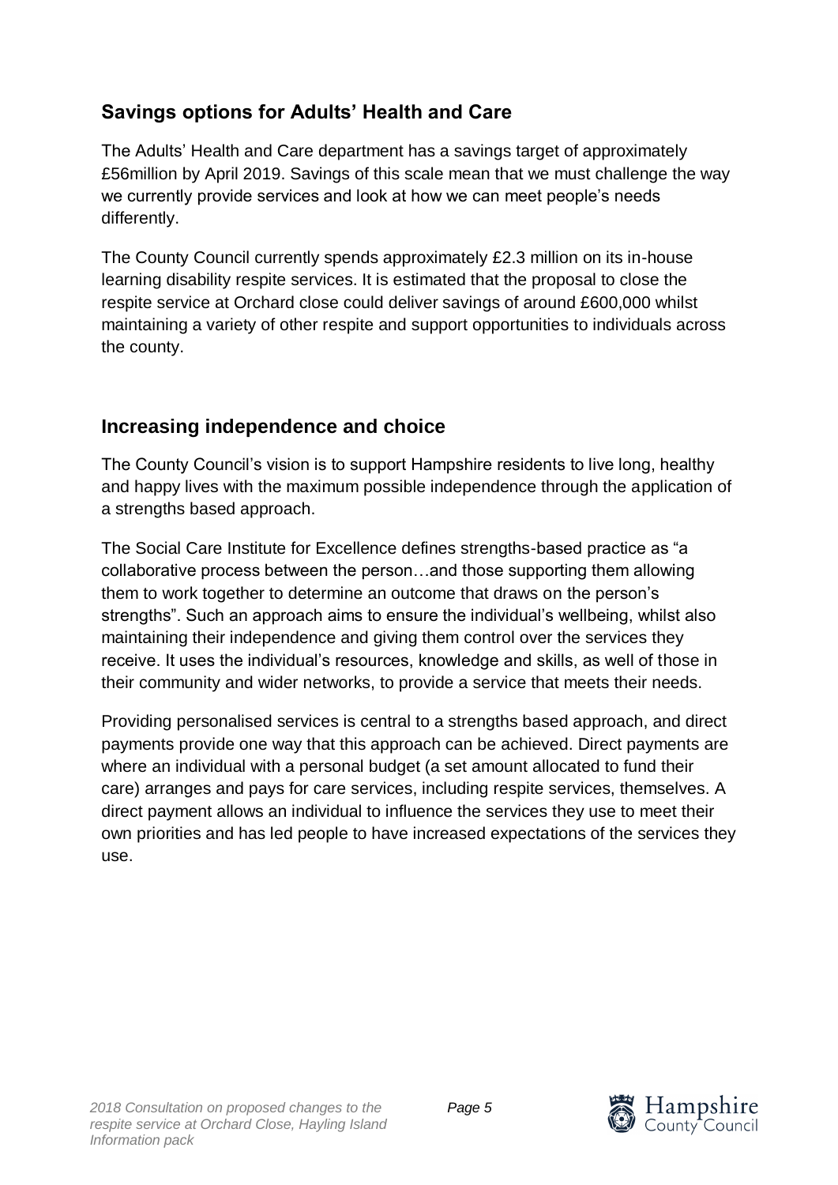## Savings options for Adults' Health and Care

The Adults' Health and Care department has a savings target of approximately £56million by April 2019. Savings of this scale mean that we must challenge the way we currently provide services and look at how we can meet people's needs differently.

The County Council currently spends approximately £2.3 million on its in-house learning disability respite services. It is estimated that the proposal to close the respite service at Orchard close could deliver savings of around £600,000 whilst maintaining a variety of other respite and support opportunities to individuals across the county.

## Increasing independence and choice

The County Council's vision is to support Hampshire residents to live long, healthy and happy lives with the maximum possible independence through the application of a strengths based approach.

The Social Care Institute for Excellence defines strengths-based practice as "a collaborative process between the person…and those supporting them allowing them to work together to determine an outcome that draws on the person's strengths". Such an approach aims to ensure the individual's wellbeing, whilst also maintaining their independence and giving them control over the services they receive. It uses the individual's resources, knowledge and skills, as well of those in their community and wider networks, to provide a service that meets their needs.

Providing personalised services is central to a strengths based approach, and direct payments provide one way that this approach can be achieved. Direct payments are where an individual with a personal budget (a set amount allocated to fund their care) arranges and pays for care services, including respite services, themselves. A direct payment allows an individual to influence the services they use to meet their own priorities and has led people to have increased expectations of the services they use.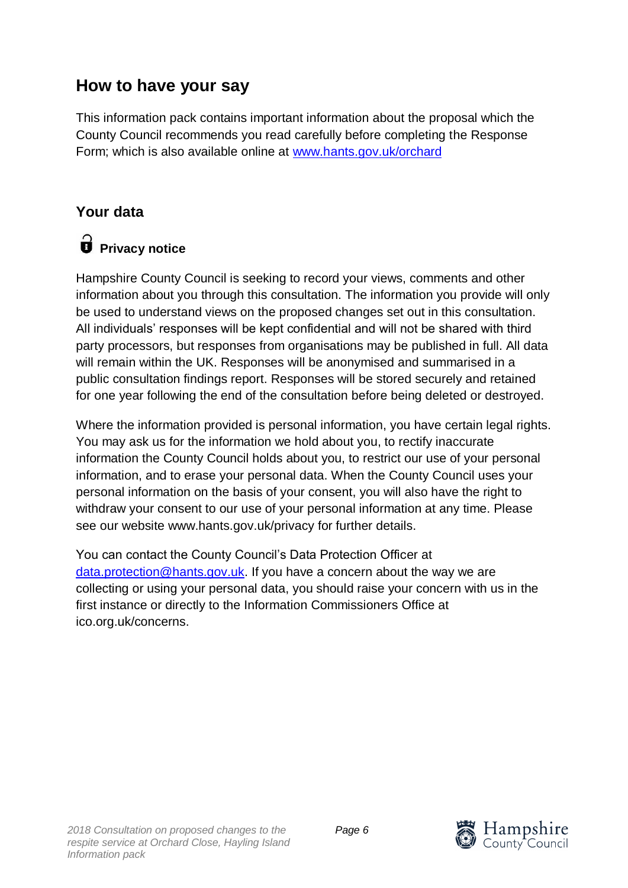## How to have your say

This information pack contains important information about the proposal which the County Council recommends you read carefully before completing the Response Form; which is also available online at [www.hants.gov.uk/orchard](http://www.hants.gov.uk/orchard)

### Your data

#### Privacy notice

Hampshire County Council is seeking to record your views, comments and other information about you through this consultation. The information you provide will only be used to understand views on the proposed changes set out in this consultation. All individuals' responses will be kept confidential and will not be shared with third party processors, but responses from organisations may be published in full. All data will remain within the UK. Responses will be anonymised and summarised in a public consultation findings report. Responses will be stored securely and retained for one year following the end of the consultation before being deleted or destroyed.

Where the information provided is personal information, you have certain legal rights. You may ask us for the information we hold about you, to rectify inaccurate information the County Council holds about you, to restrict our use of your personal information, and to erase your personal data. When the County Council uses your personal information on the basis of your consent, you will also have the right to withdraw your consent to our use of your personal information at any time. Please see our website www.hants.gov.uk/privacy for further details.

You can contact the County Council's Data Protection Officer at [data.protection@hants.gov.uk](mailto:data.protection@hants.gov.uk). If you have a concern about the way we are collecting or using your personal data, you should raise your concern with us in the first instance or directly to the Information Commissioners Office at ico.org.uk/concerns.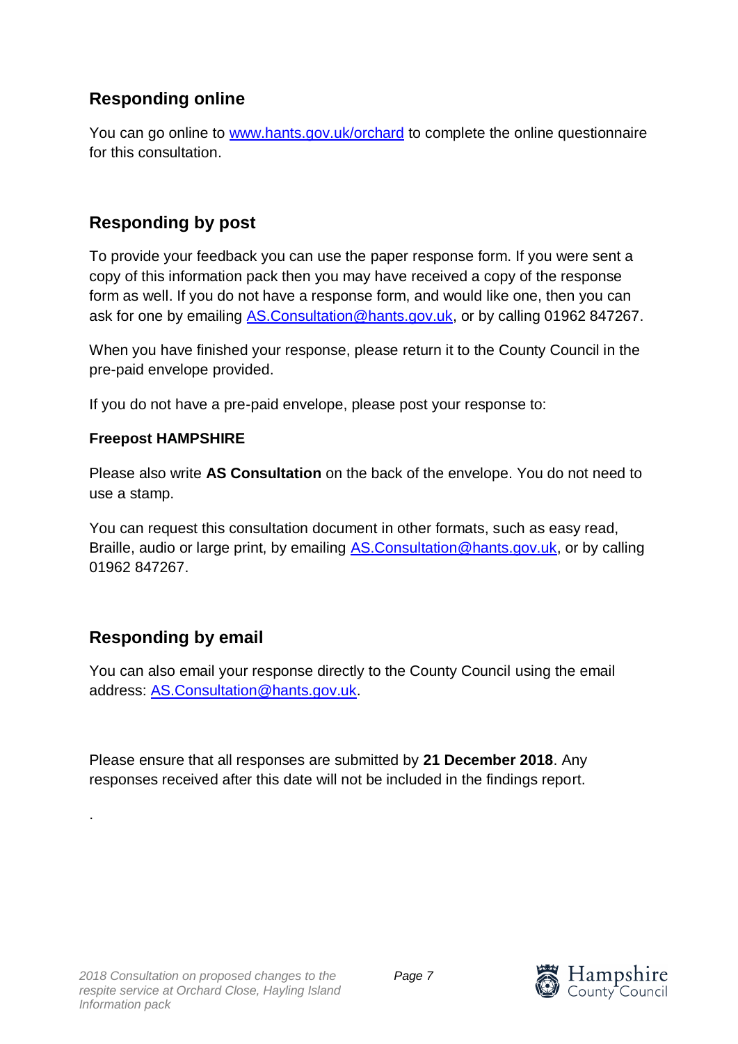## Responding online

You can go online to [www.hants.gov.uk/orchard](http://www.hants.gov.uk/orchard) to complete the online questionnaire for this consultation.

## Responding by post

To provide your feedback you can use the paper response form. If you were sent a copy of this information pack then you may have received a copy of the response form as well. If you do not have a response form, and would like one, then you can ask for one by emailing [AS.Consultation@hants.gov.uk](mailto:AS.Consultation@hants.gov.uk), or by calling 01962 847267.

When you have finished your response, please return it to the County Council in the pre-paid envelope provided.

If you do not have a pre-paid envelope, please post your response to:

**Freepost HAMPSHIRE**

Please also write **AS Consultation** on the back of the envelope. You do not need to use a stamp.

You can request this consultation document in other formats, such as easy read, Braille, audio or large print, by emailing [AS.Consultation@hants.gov.uk](mailto:AS.Consultation@hants.gov.uk), or by calling 01962 847267.

## Responding by email

You can also email your response directly to the County Council using the email address: [AS.Consultation@hants.gov.uk](mailto:AS.Consultation@hants.gov.uk).

Please ensure that all responses are submitted by **21 December 2018**. Any responses received after this date will not be included in the findings report.

.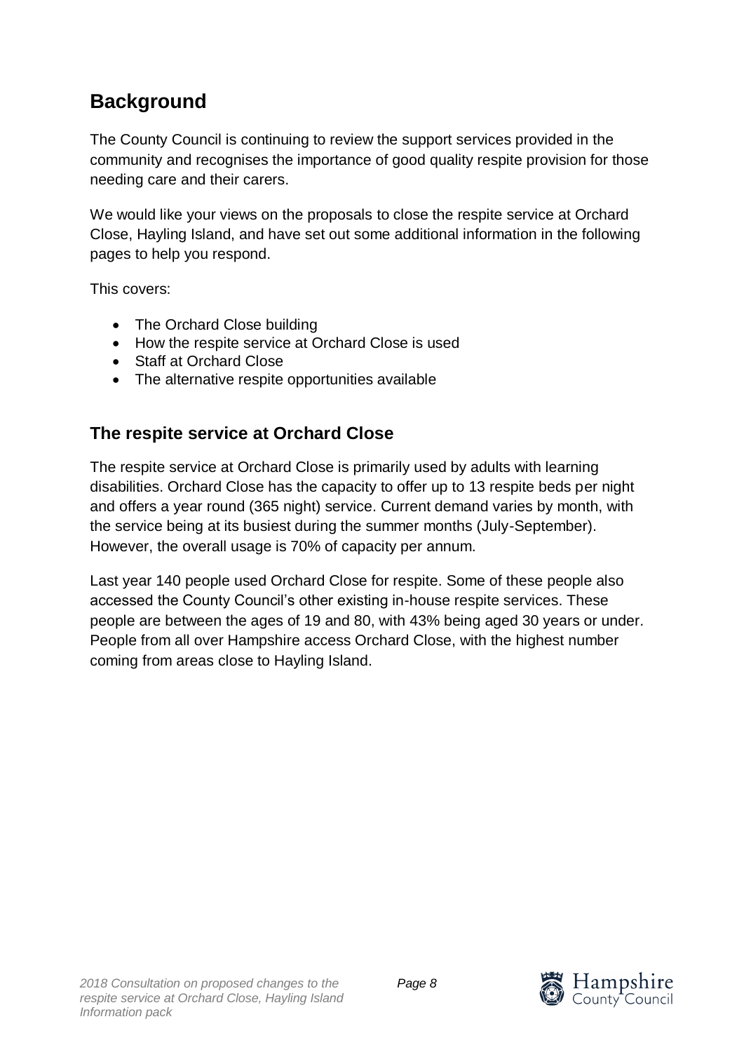## Background

The County Council is continuing to review the support services provided in the community and recognises the importance of good quality respite provision for those needing care and their carers.

We would like your views on the proposals to close the respite service at Orchard Close, Hayling Island, and have set out some additional information in the following pages to help you respond.

This covers:

- The Orchard Close building
- How the respite service at Orchard Close is used
- Staff at Orchard Close
- The alternative respite opportunities available

### The respite service at Orchard Close

The respite service at Orchard Close is primarily used by adults with learning disabilities. Orchard Close has the capacity to offer up to 13 respite beds per night and offers a year round (365 night) service. Current demand varies by month, with the service being at its busiest during the summer months (July-September). However, the overall usage is 70% of capacity per annum.

Last year 140 people used Orchard Close for respite. Some of these people also accessed the County Council's other existing in-house respite services. These people are between the ages of 19 and 80, with 43% being aged 30 years or under. People from all over Hampshire access Orchard Close, with the highest number coming from areas close to Hayling Island.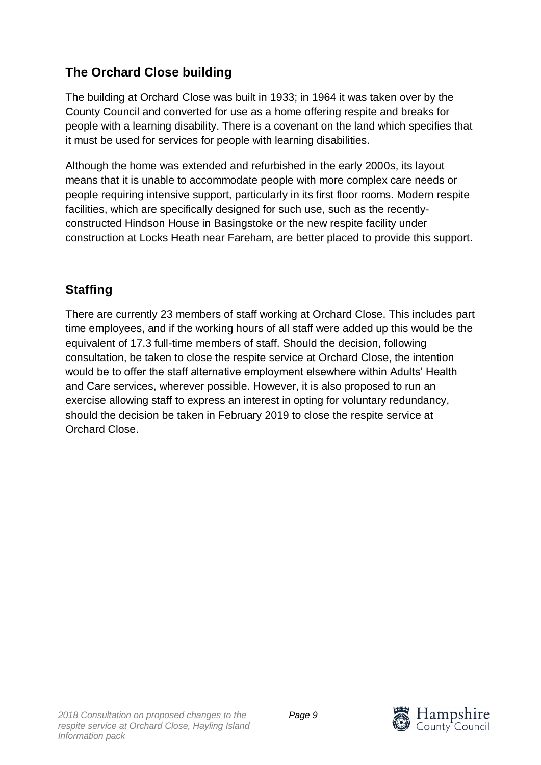## The Orchard Close building

The building at Orchard Close was built in 1933; in 1964 it was taken over by the County Council and converted for use as a home offering respite and breaks for people with a learning disability. There is a covenant on the land which specifies that it must be used for services for people with learning disabilities.

Although the home was extended and refurbished in the early 2000s, its layout means that it is unable to accommodate people with more complex care needs or people requiring intensive support, particularly in its first floor rooms. Modern respite facilities, which are specifically designed for such use, such as the recently-constructed Hindson House in Basingstoke or the new respite facility under construction at Locks Heath near Fareham, are better placed to provide this support.

## Staffing

There are currently 23 members of staff working at Orchard Close. This includes part time employees, and if the working hours of all staff were added up this would be the equivalent of 17.3 full-time members of staff. Should the decision, following consultation, be taken to close the respite service at Orchard Close, the intention would be to offer the staff alternative employment elsewhere within Adults' Health and Care services, wherever possible. However, it is also proposed to run an exercise allowing staff to express an interest in opting for voluntary redundancy, should the decision be taken in February 2019 to close the respite service at Orchard Close.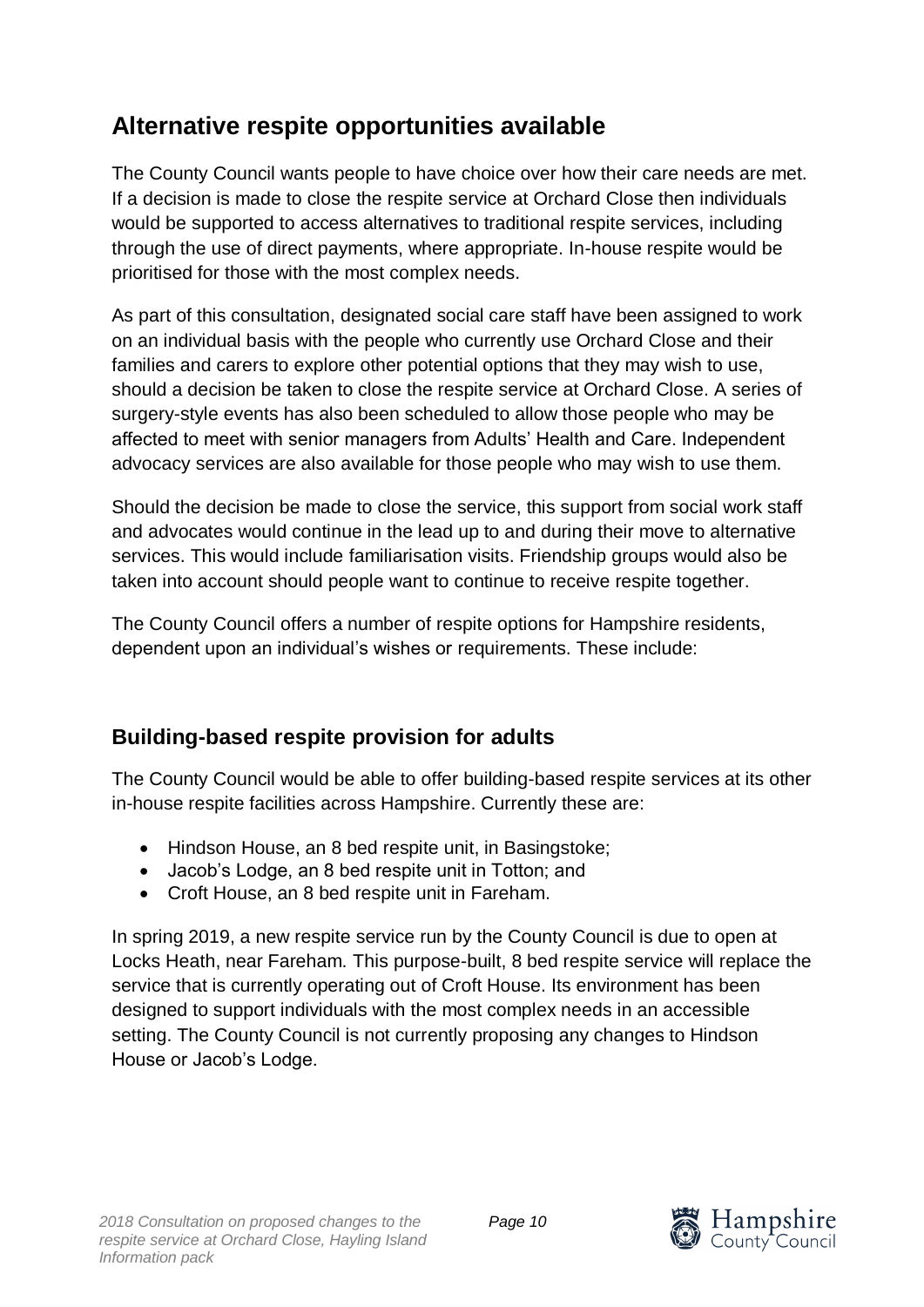## Alternative respite opportunities available

The County Council wants people to have choice over how their care needs are met. If a decision is made to close the respite service at Orchard Close then individuals would be supported to access alternatives to traditional respite services, including through the use of direct payments, where appropriate. In-house respite would be prioritised for those with the most complex needs.

As part of this consultation, designated social care staff have been assigned to work on an individual basis with the people who currently use Orchard Close and their families and carers to explore other potential options that they may wish to use, should a decision be taken to close the respite service at Orchard Close. A series of surgery-style events has also been scheduled to allow those people who may be affected to meet with senior managers from Adults' Health and Care. Independent advocacy services are also available for those people who may wish to use them.

Should the decision be made to close the service, this support from social work staff and advocates would continue in the lead up to and during their move to alternative services. This would include familiarisation visits. Friendship groups would also be taken into account should people want to continue to receive respite together.

The County Council offers a number of respite options for Hampshire residents, dependent upon an individual's wishes or requirements. These include:

### Building-based respite provision for adults

The County Council would be able to offer building-based respite services at its other in-house respite facilities across Hampshire. Currently these are:

- Hindson House, an 8 bed respite unit, in Basingstoke;
- Jacob's Lodge, an 8 bed respite unit in Totton; and
- Croft House, an 8 bed respite unit in Fareham.

In spring 2019, a new respite service run by the County Council is due to open at Locks Heath, near Fareham. This purpose-built, 8 bed respite service will replace the service that is currently operating out of Croft House. Its environment has been designed to support individuals with the most complex needs in an accessible setting. The County Council is not currently proposing any changes to Hindson House or Jacob's Lodge.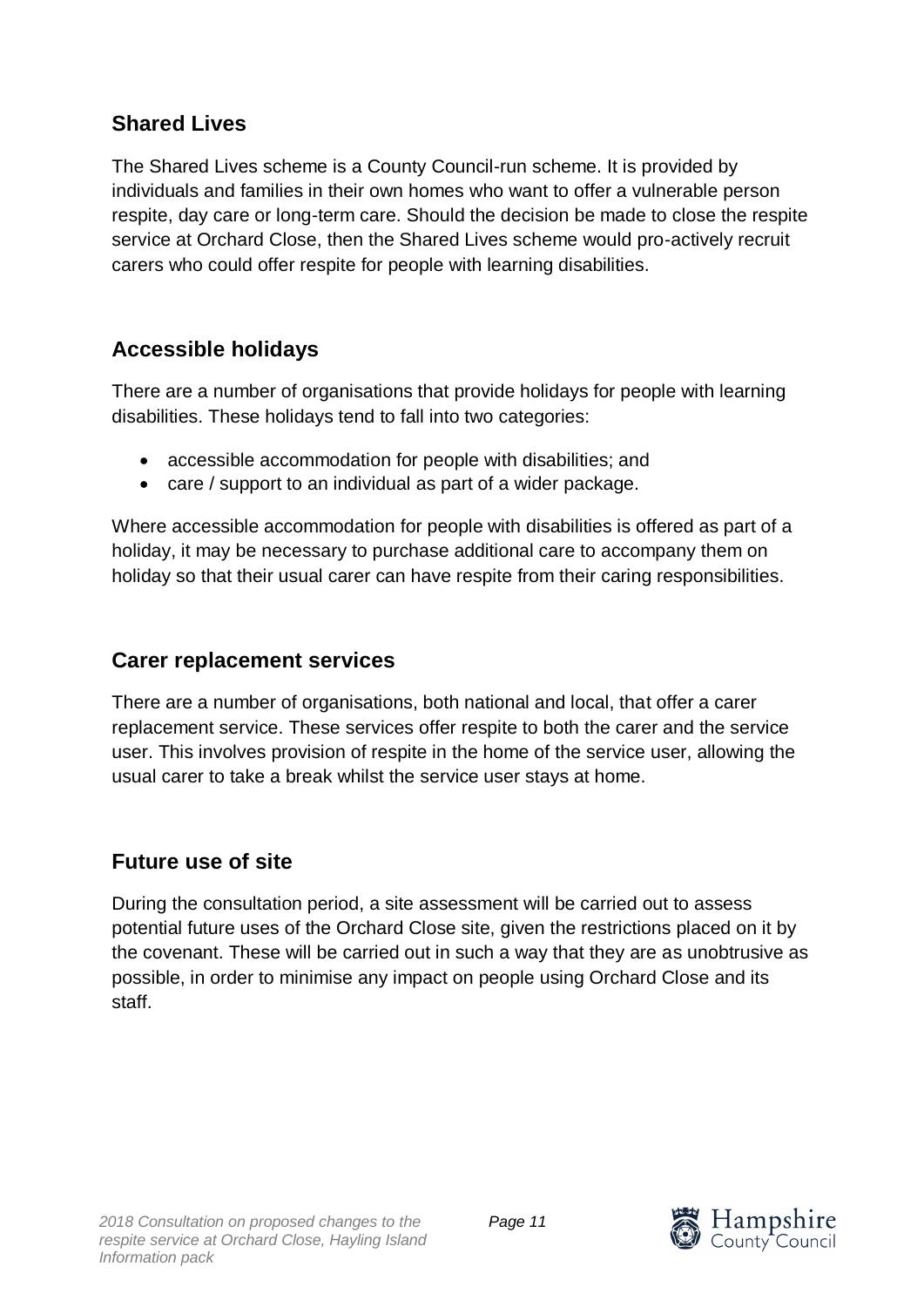## Shared Lives

The Shared Lives scheme is a County Council-run scheme. It is provided by individuals and families in their own homes who want to offer a vulnerable person respite, day care or long-term care. Should the decision be made to close the respite service at Orchard Close, then the Shared Lives scheme would pro-actively recruit carers who could offer respite for people with learning disabilities.

## Accessible holidays

There are a number of organisations that provide holidays for people with learning disabilities. These holidays tend to fall into two categories:

- accessible accommodation for people with disabilities; and
- care / support to an individual as part of a wider package.

Where accessible accommodation for people with disabilities is offered as part of a holiday, it may be necessary to purchase additional care to accompany them on holiday so that their usual carer can have respite from their caring responsibilities.

## Carer replacement services

There are a number of organisations, both national and local, that offer a carer replacement service. These services offer respite to both the carer and the service user. This involves provision of respite in the home of the service user, allowing the usual carer to take a break whilst the service user stays at home.

## Future use of site

During the consultation period, a site assessment will be carried out to assess potential future uses of the Orchard Close site, given the restrictions placed on it by the covenant. These will be carried out in such a way that they are as unobtrusive as possible, in order to minimise any impact on people using Orchard Close and its staff.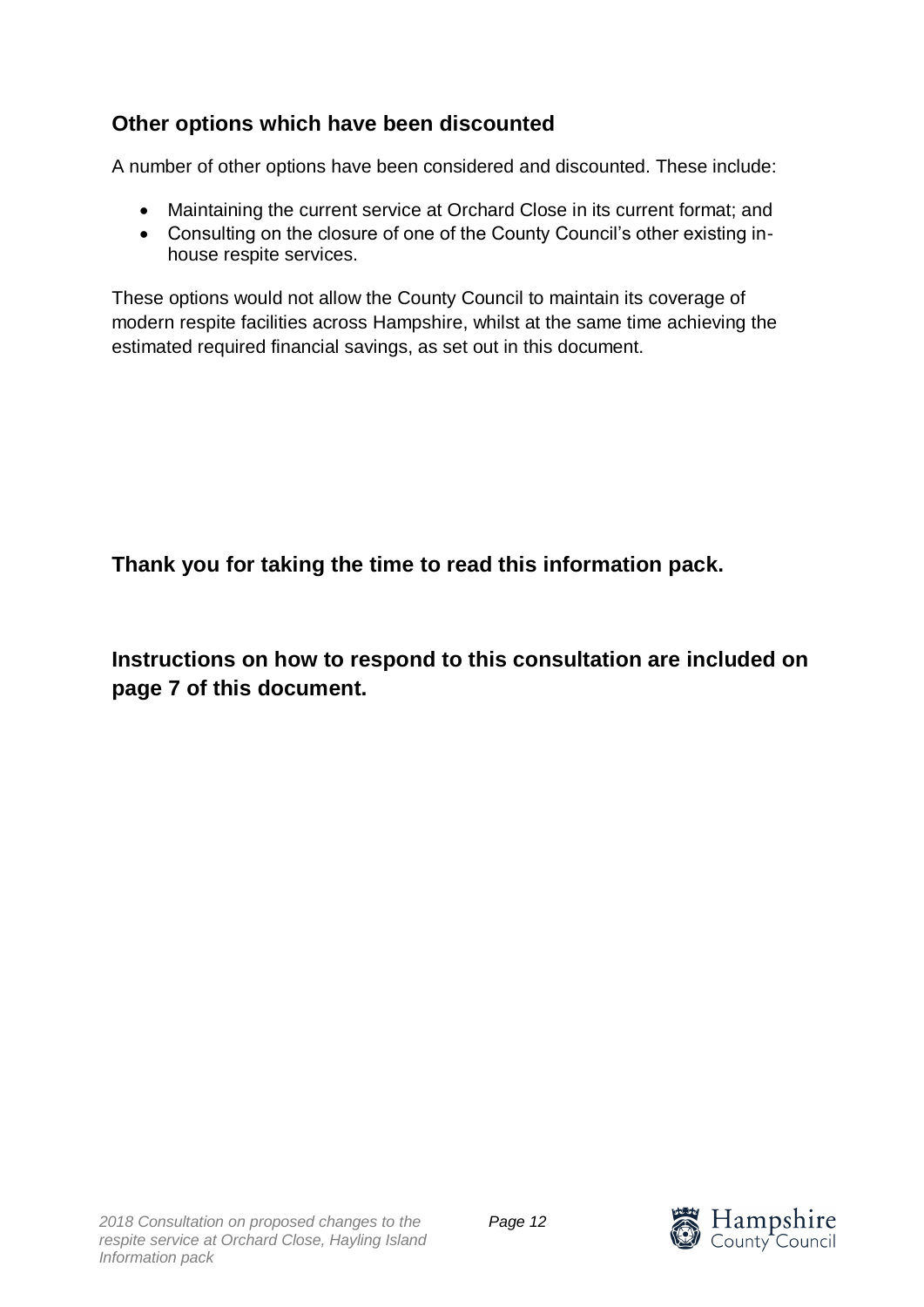## Other options which have been discounted

A number of other options have been considered and discounted. These include:

- Maintaining the current service at Orchard Close in its current format; and
- Consulting on the closure of one of the County Council's other existing in-house respite services.

These options would not allow the County Council to maintain its coverage of modern respite facilities across Hampshire, whilst at the same time achieving the estimated required financial savings, as set out in this document.

**Thank you for taking the time to read this information pack.**

**Instructions on how to respond to this consultation are included on page 7 of this document.**